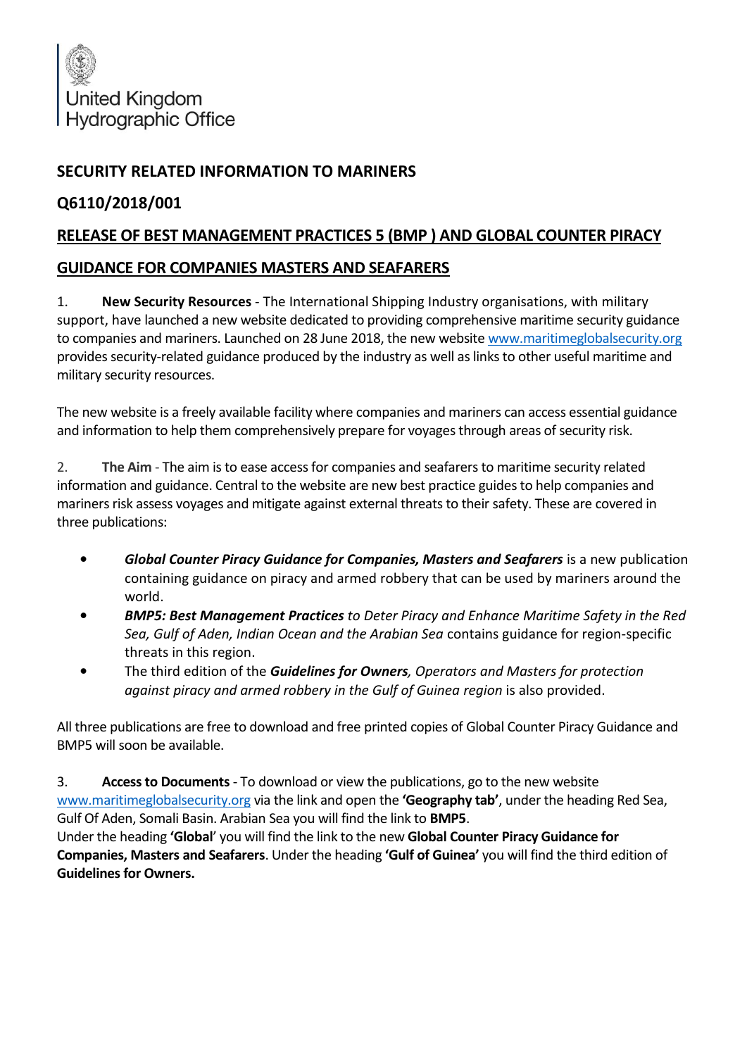United Kingdom
Hydrographic Office

## SECURITY RELATED INFORMATION TO MARINERS

## Q6110/2018/001

## RELEASE OF BEST MANAGEMENT PRACTICES 5 (BMP ) AND GLOBAL COUNTER PIRACY GUIDANCE FOR COMPANIES MASTERS AND SEAFARERS

1. **New Security Resources** - The International Shipping Industry organisations, with military support, have launched a new website dedicated to providing comprehensive maritime security guidance to companies and mariners. Launched on 28 June 2018, the new website www.maritimeglobalsecurity.org provides security-related guidance produced by the industry as well as links to other useful maritime and military security resources.

The new website is a freely available facility where companies and mariners can access essential guidance and information to help them comprehensively prepare for voyages through areas of security risk.

2. **The Aim** - The aim is to ease access for companies and seafarers to maritime security related information and guidance. Central to the website are new best practice guides to help companies and mariners risk assess voyages and mitigate against external threats to their safety. These are covered in three publications:

- ***Global Counter Piracy Guidance for Companies, Masters and Seafarers*** is a new publication containing guidance on piracy and armed robbery that can be used by mariners around the world.
- ***BMP5: Best Management Practices*** *to Deter Piracy and Enhance Maritime Safety in the Red Sea, Gulf of Aden, Indian Ocean and the Arabian Sea* contains guidance for region-specific threats in this region.
- The third edition of the ***Guidelines for Owners****, Operators and Masters for protection against piracy and armed robbery in the Gulf of Guinea region* is also provided.

All three publications are free to download and free printed copies of Global Counter Piracy Guidance and BMP5 will soon be available.

3. **Access to Documents** - To download or view the publications, go to the new website www.maritimeglobalsecurity.org via the link and open the **'Geography tab'**, under the heading Red Sea, Gulf Of Aden, Somali Basin. Arabian Sea you will find the link to **BMP5**.
Under the heading **'Global'** you will find the link to the new **Global Counter Piracy Guidance for Companies, Masters and Seafarers**. Under the heading **'Gulf of Guinea'** you will find the third edition of **Guidelines for Owners.**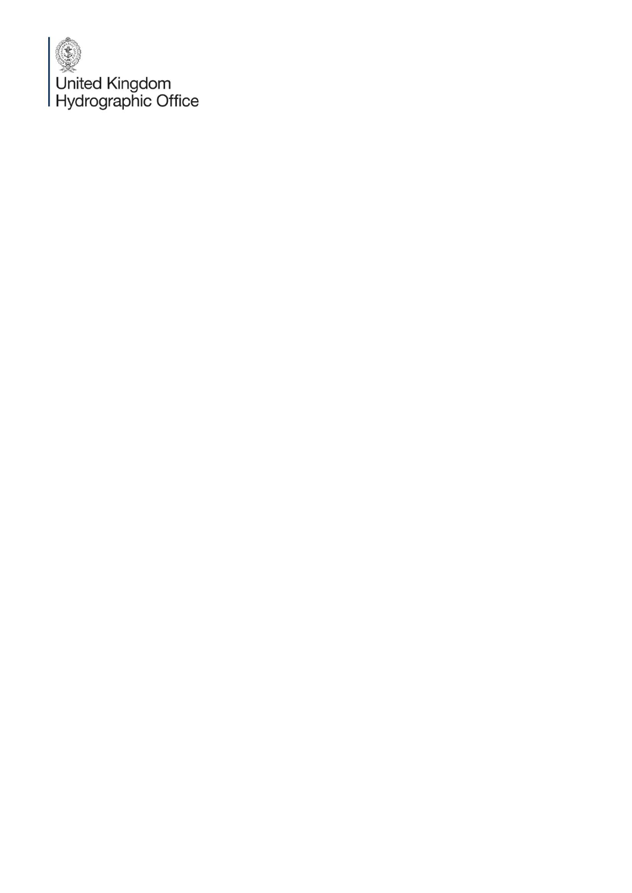United Kingdom
Hydrographic Office